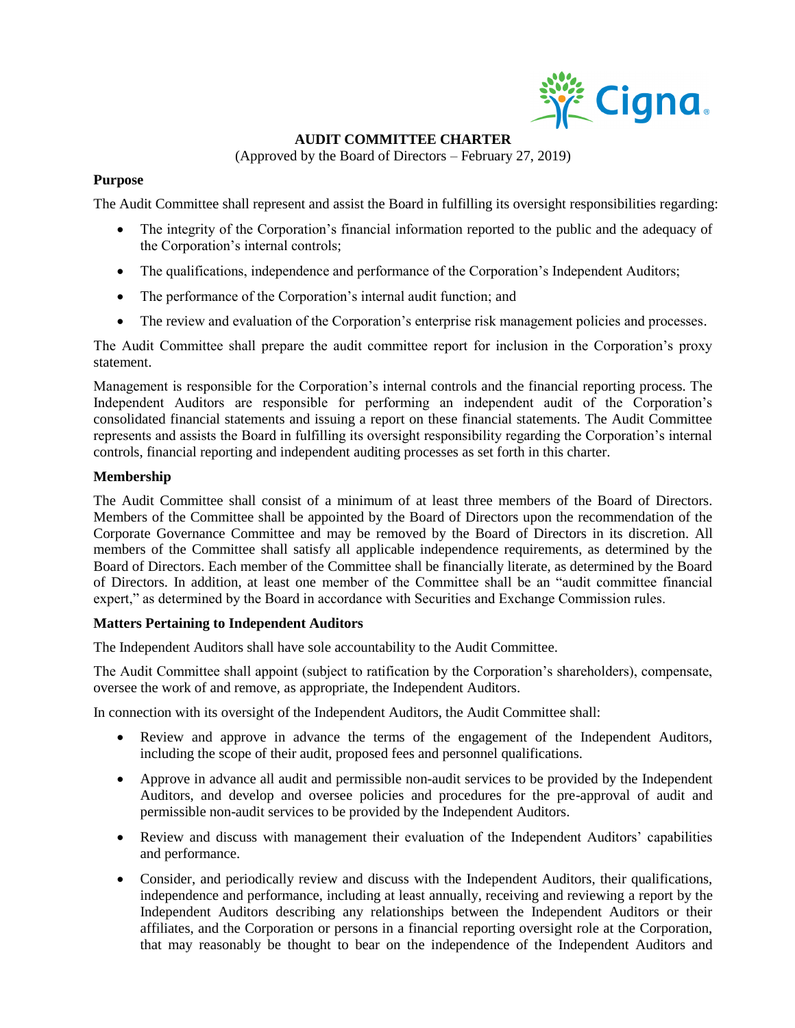# AUDIT COMMITTEE CHARTER

(Approved by the Board of Directors – February 27, 2019)

### Purpose

The Audit Committee shall represent and assist the Board in fulfilling its oversight responsibilities regarding:

- The integrity of the Corporation's financial information reported to the public and the adequacy of the Corporation's internal controls;
- The qualifications, independence and performance of the Corporation's Independent Auditors;
- The performance of the Corporation's internal audit function; and
- The review and evaluation of the Corporation's enterprise risk management policies and processes.

The Audit Committee shall prepare the audit committee report for inclusion in the Corporation's proxy statement.

Management is responsible for the Corporation's internal controls and the financial reporting process. The Independent Auditors are responsible for performing an independent audit of the Corporation's consolidated financial statements and issuing a report on these financial statements. The Audit Committee represents and assists the Board in fulfilling its oversight responsibility regarding the Corporation's internal controls, financial reporting and independent auditing processes as set forth in this charter.

### Membership

The Audit Committee shall consist of a minimum of at least three members of the Board of Directors. Members of the Committee shall be appointed by the Board of Directors upon the recommendation of the Corporate Governance Committee and may be removed by the Board of Directors in its discretion. All members of the Committee shall satisfy all applicable independence requirements, as determined by the Board of Directors. Each member of the Committee shall be financially literate, as determined by the Board of Directors. In addition, at least one member of the Committee shall be an "audit committee financial expert," as determined by the Board in accordance with Securities and Exchange Commission rules.

### Matters Pertaining to Independent Auditors

The Independent Auditors shall have sole accountability to the Audit Committee.

The Audit Committee shall appoint (subject to ratification by the Corporation's shareholders), compensate, oversee the work of and remove, as appropriate, the Independent Auditors.

In connection with its oversight of the Independent Auditors, the Audit Committee shall:

- Review and approve in advance the terms of the engagement of the Independent Auditors, including the scope of their audit, proposed fees and personnel qualifications.
- Approve in advance all audit and permissible non-audit services to be provided by the Independent Auditors, and develop and oversee policies and procedures for the pre-approval of audit and permissible non-audit services to be provided by the Independent Auditors.
- Review and discuss with management their evaluation of the Independent Auditors' capabilities and performance.
- Consider, and periodically review and discuss with the Independent Auditors, their qualifications, independence and performance, including at least annually, receiving and reviewing a report by the Independent Auditors describing any relationships between the Independent Auditors or their affiliates, and the Corporation or persons in a financial reporting oversight role at the Corporation, that may reasonably be thought to bear on the independence of the Independent Auditors and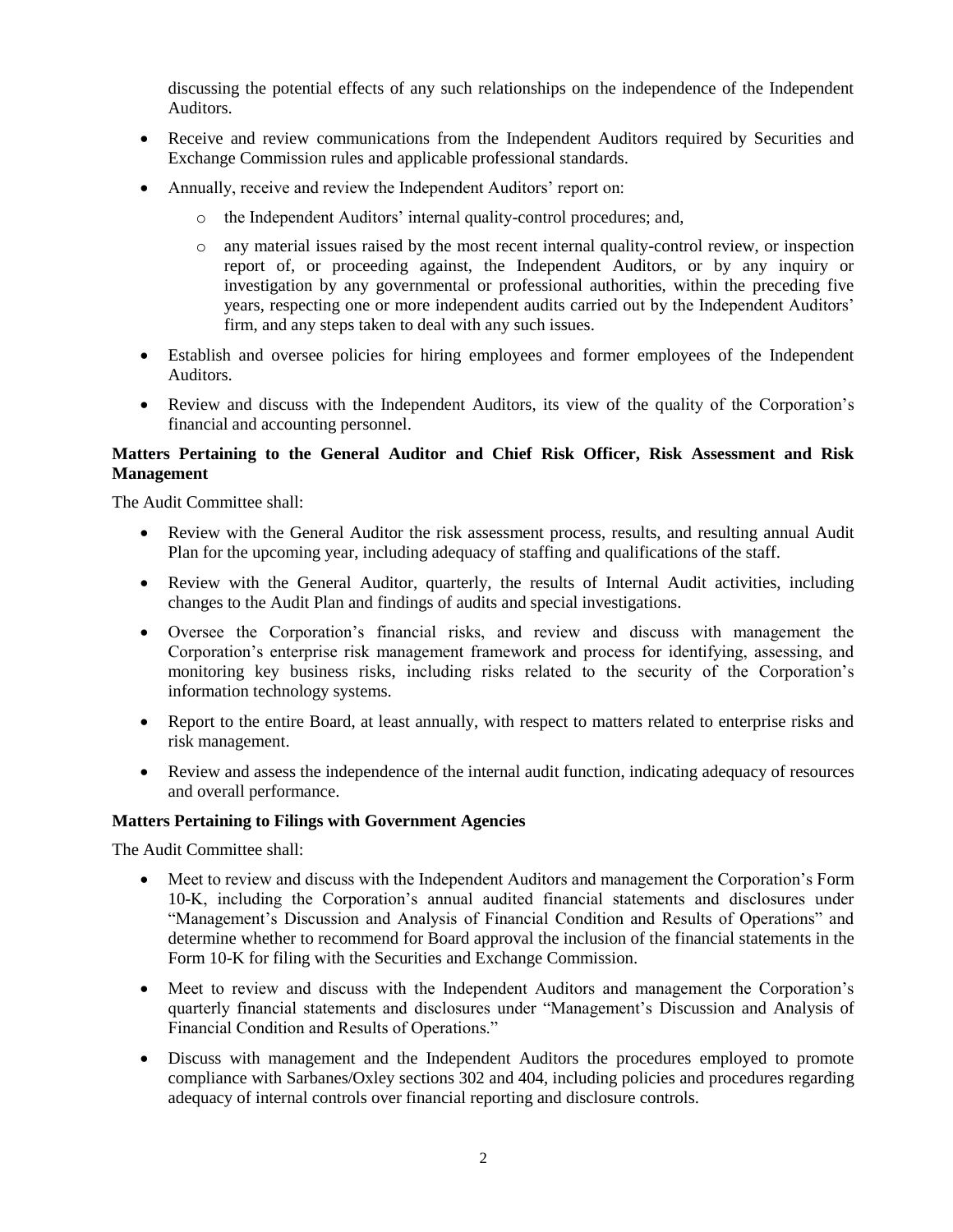discussing the potential effects of any such relationships on the independence of the Independent Auditors.

- Receive and review communications from the Independent Auditors required by Securities and Exchange Commission rules and applicable professional standards.
- Annually, receive and review the Independent Auditors' report on:
  - the Independent Auditors' internal quality-control procedures; and,
  - any material issues raised by the most recent internal quality-control review, or inspection report of, or proceeding against, the Independent Auditors, or by any inquiry or investigation by any governmental or professional authorities, within the preceding five years, respecting one or more independent audits carried out by the Independent Auditors' firm, and any steps taken to deal with any such issues.
- Establish and oversee policies for hiring employees and former employees of the Independent Auditors.
- Review and discuss with the Independent Auditors, its view of the quality of the Corporation's financial and accounting personnel.

**Matters Pertaining to the General Auditor and Chief Risk Officer, Risk Assessment and Risk Management**

The Audit Committee shall:

- Review with the General Auditor the risk assessment process, results, and resulting annual Audit Plan for the upcoming year, including adequacy of staffing and qualifications of the staff.
- Review with the General Auditor, quarterly, the results of Internal Audit activities, including changes to the Audit Plan and findings of audits and special investigations.
- Oversee the Corporation's financial risks, and review and discuss with management the Corporation's enterprise risk management framework and process for identifying, assessing, and monitoring key business risks, including risks related to the security of the Corporation's information technology systems.
- Report to the entire Board, at least annually, with respect to matters related to enterprise risks and risk management.
- Review and assess the independence of the internal audit function, indicating adequacy of resources and overall performance.

**Matters Pertaining to Filings with Government Agencies**

The Audit Committee shall:

- Meet to review and discuss with the Independent Auditors and management the Corporation's Form 10-K, including the Corporation's annual audited financial statements and disclosures under "Management's Discussion and Analysis of Financial Condition and Results of Operations" and determine whether to recommend for Board approval the inclusion of the financial statements in the Form 10-K for filing with the Securities and Exchange Commission.
- Meet to review and discuss with the Independent Auditors and management the Corporation's quarterly financial statements and disclosures under "Management's Discussion and Analysis of Financial Condition and Results of Operations."
- Discuss with management and the Independent Auditors the procedures employed to promote compliance with Sarbanes/Oxley sections 302 and 404, including policies and procedures regarding adequacy of internal controls over financial reporting and disclosure controls.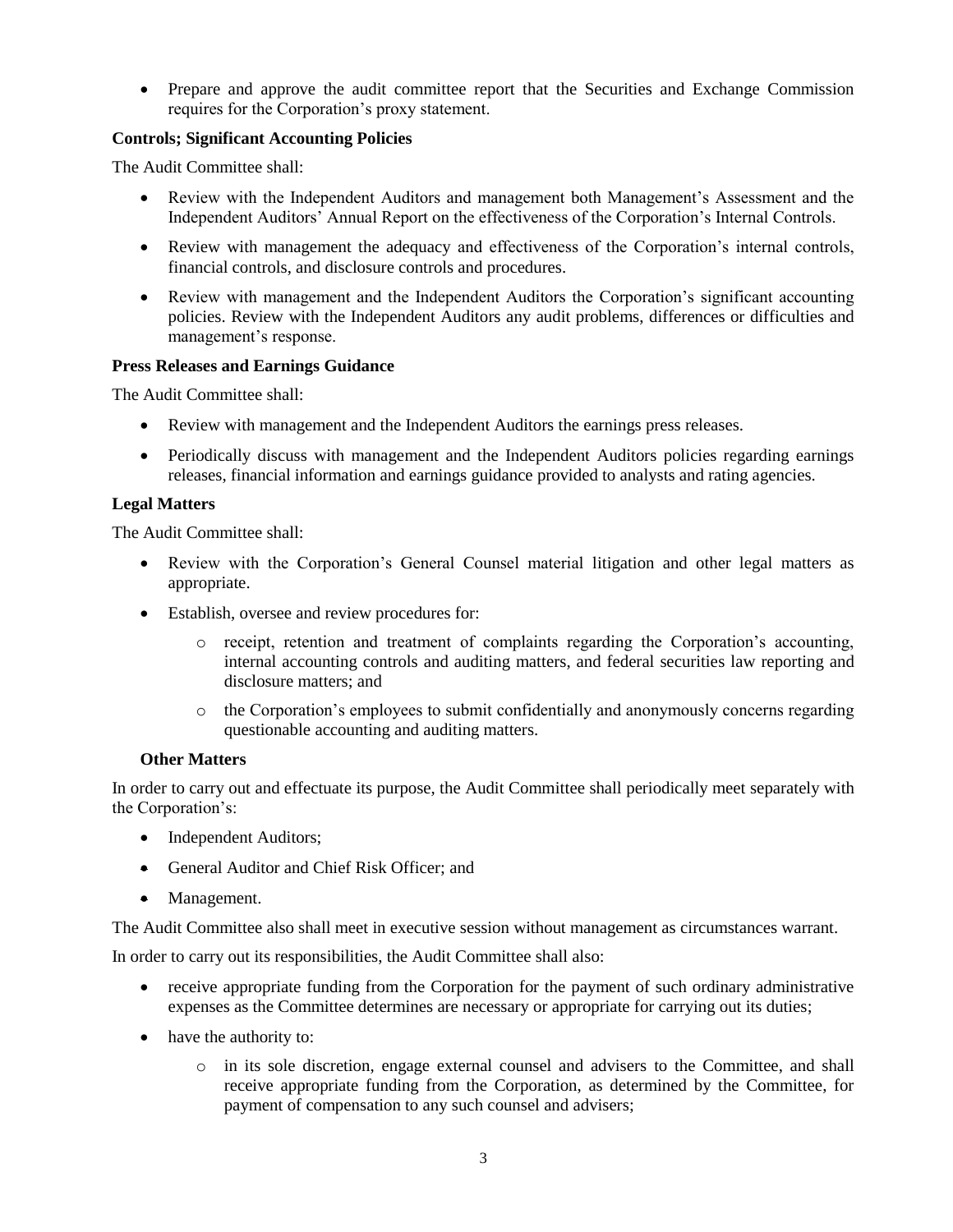- Prepare and approve the audit committee report that the Securities and Exchange Commission requires for the Corporation's proxy statement.

**Controls; Significant Accounting Policies**

The Audit Committee shall:

- Review with the Independent Auditors and management both Management's Assessment and the Independent Auditors' Annual Report on the effectiveness of the Corporation's Internal Controls.
- Review with management the adequacy and effectiveness of the Corporation's internal controls, financial controls, and disclosure controls and procedures.
- Review with management and the Independent Auditors the Corporation's significant accounting policies. Review with the Independent Auditors any audit problems, differences or difficulties and management's response.

**Press Releases and Earnings Guidance**

The Audit Committee shall:

- Review with management and the Independent Auditors the earnings press releases.
- Periodically discuss with management and the Independent Auditors policies regarding earnings releases, financial information and earnings guidance provided to analysts and rating agencies.

**Legal Matters**

The Audit Committee shall:

- Review with the Corporation's General Counsel material litigation and other legal matters as appropriate.
- Establish, oversee and review procedures for:
  - receipt, retention and treatment of complaints regarding the Corporation's accounting, internal accounting controls and auditing matters, and federal securities law reporting and disclosure matters; and
  - the Corporation's employees to submit confidentially and anonymously concerns regarding questionable accounting and auditing matters.

**Other Matters**

In order to carry out and effectuate its purpose, the Audit Committee shall periodically meet separately with the Corporation's:

- Independent Auditors;
- General Auditor and Chief Risk Officer; and
- Management.

The Audit Committee also shall meet in executive session without management as circumstances warrant.

In order to carry out its responsibilities, the Audit Committee shall also:

- receive appropriate funding from the Corporation for the payment of such ordinary administrative expenses as the Committee determines are necessary or appropriate for carrying out its duties;
- have the authority to:
  - in its sole discretion, engage external counsel and advisers to the Committee, and shall receive appropriate funding from the Corporation, as determined by the Committee, for payment of compensation to any such counsel and advisers;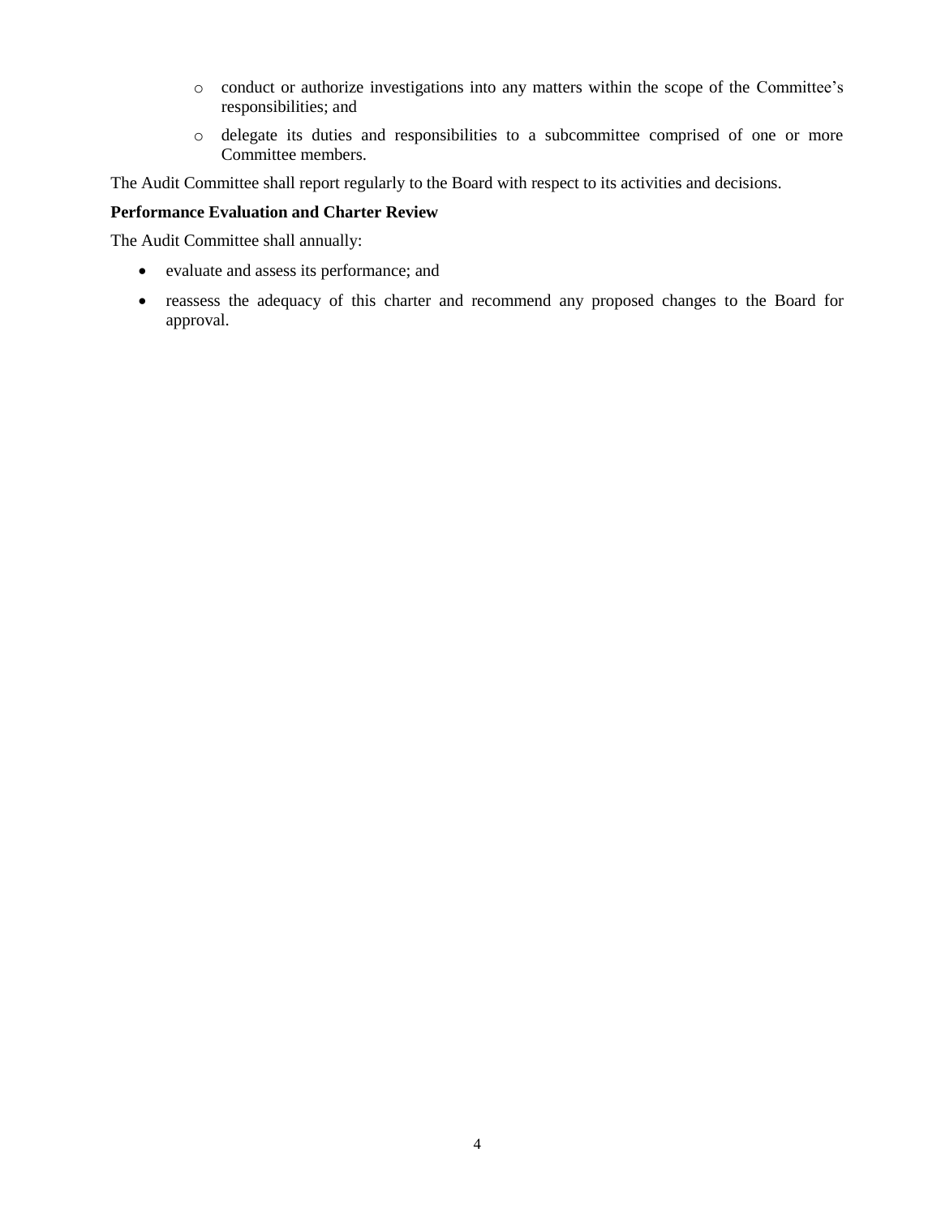- conduct or authorize investigations into any matters within the scope of the Committee's responsibilities; and
  - delegate its duties and responsibilities to a subcommittee comprised of one or more Committee members.

The Audit Committee shall report regularly to the Board with respect to its activities and decisions.

**Performance Evaluation and Charter Review**

The Audit Committee shall annually:

- evaluate and assess its performance; and
- reassess the adequacy of this charter and recommend any proposed changes to the Board for approval.